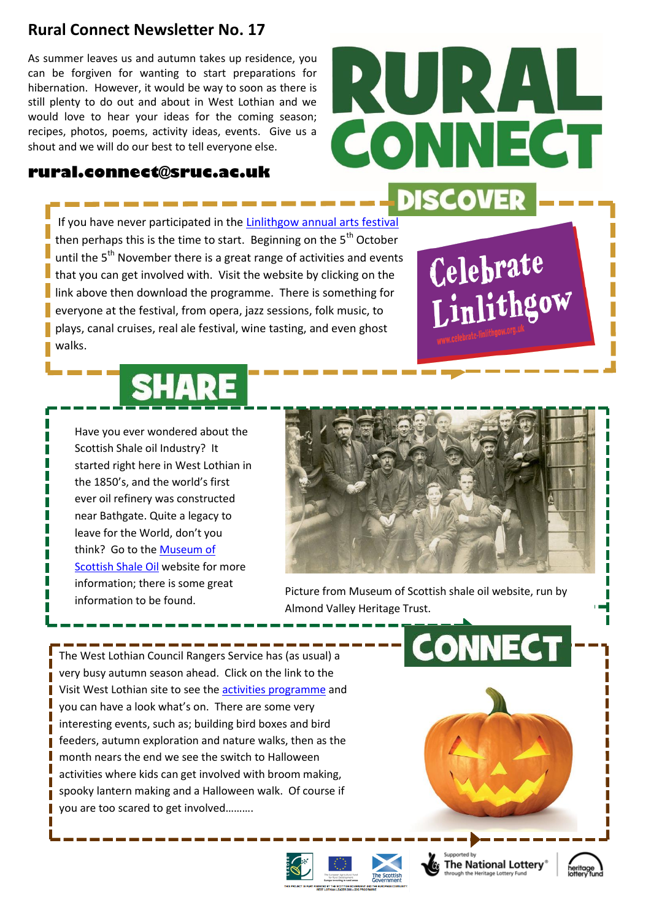# Rural Connect Newsletter No. 17

As summer leaves us and autumn takes up residence, you can be forgiven for wanting to start preparations for hibernation. However, it would be way to soon as there is still plenty to do out and about in West Lothian and we would love to hear your ideas for the coming season; recipes, photos, poems, activity ideas, events. Give us a shout and we will do our best to tell everyone else.

**rural.connect@sruc.ac.uk**

## DISCOVER

If you have never participated in the Linlithgow annual arts festival then perhaps this is the time to start. Beginning on the 5th October until the 5th November there is a great range of activities and events that you can get involved with. Visit the website by clicking on the link above then download the programme. There is something for everyone at the festival, from opera, jazz sessions, folk music, to plays, canal cruises, real ale festival, wine tasting, and even ghost walks.

Celebrate Linlithgow
www.celebrate-linlithgow.org.uk

## SHARE

Have you ever wondered about the Scottish Shale oil Industry? It started right here in West Lothian in the 1850's, and the world's first ever oil refinery was constructed near Bathgate. Quite a legacy to leave for the World, don't you think? Go to the Museum of Scottish Shale Oil website for more information; there is some great information to be found.

Picture from Museum of Scottish shale oil website, run by Almond Valley Heritage Trust.

## CONNECT

The West Lothian Council Rangers Service has (as usual) a very busy autumn season ahead. Click on the link to the Visit West Lothian site to see the activities programme and you can have a look what's on. There are some very interesting events, such as; building bird boxes and bird feeders, autumn exploration and nature walks, then as the month nears the end we see the switch to Halloween activities where kids can get involved with broom making, spooky lantern making and a Halloween walk. Of course if you are too scared to get involved……….

Supported by The National Lottery® through the Heritage Lottery Fund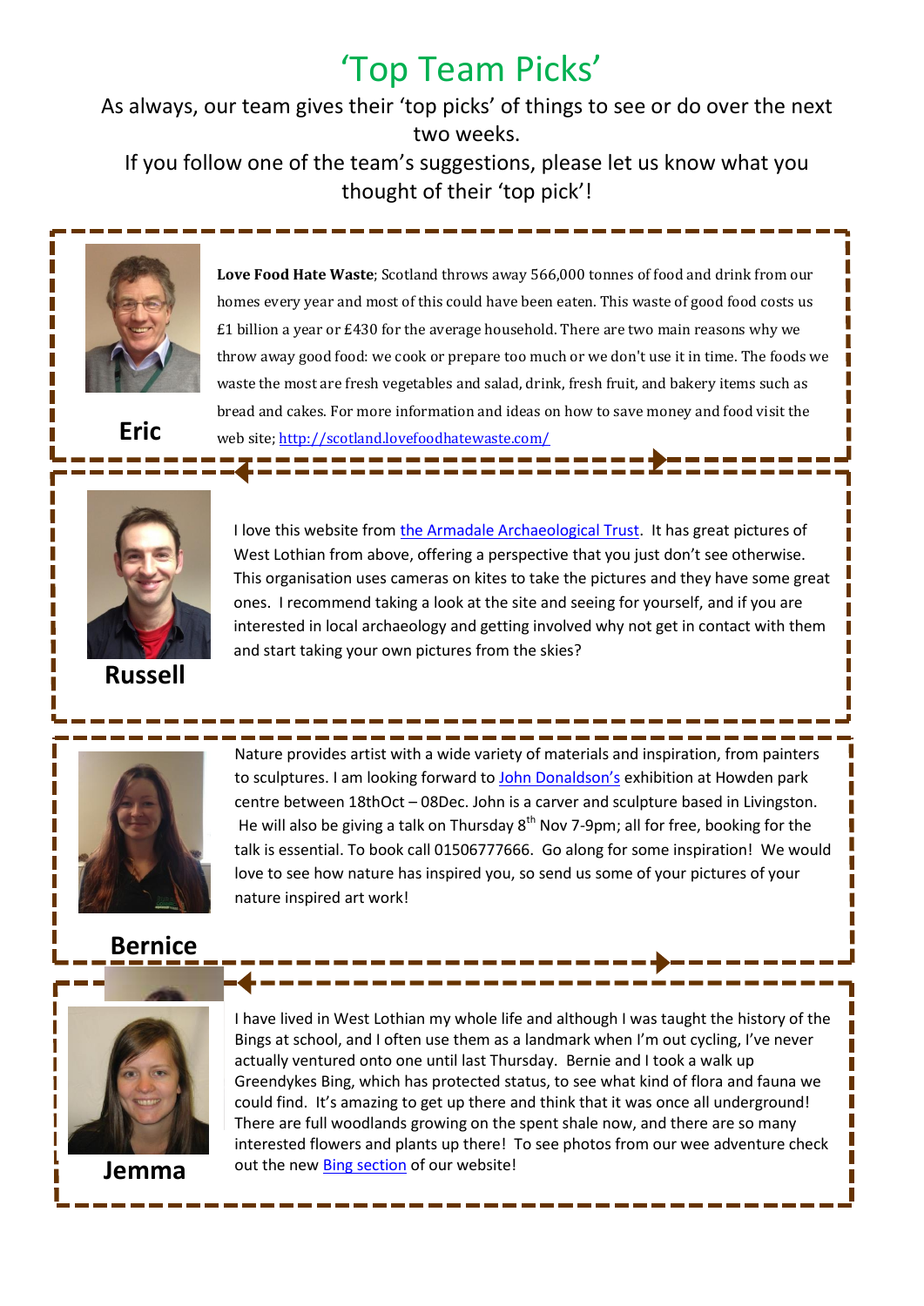# 'Top Team Picks'

As always, our team gives their 'top picks' of things to see or do over the next two weeks.

If you follow one of the team's suggestions, please let us know what you thought of their 'top pick'!

**Eric**

**Love Food Hate Waste**; Scotland throws away 566,000 tonnes of food and drink from our homes every year and most of this could have been eaten. This waste of good food costs us £1 billion a year or £430 for the average household. There are two main reasons why we throw away good food: we cook or prepare too much or we don't use it in time. The foods we waste the most are fresh vegetables and salad, drink, fresh fruit, and bakery items such as bread and cakes. For more information and ideas on how to save money and food visit the web site; http://scotland.lovefoodhatewaste.com/

**Russell**

I love this website from the Armadale Archaeological Trust. It has great pictures of West Lothian from above, offering a perspective that you just don't see otherwise. This organisation uses cameras on kites to take the pictures and they have some great ones. I recommend taking a look at the site and seeing for yourself, and if you are interested in local archaeology and getting involved why not get in contact with them and start taking your own pictures from the skies?

**Bernice**

Nature provides artist with a wide variety of materials and inspiration, from painters to sculptures. I am looking forward to John Donaldson's exhibition at Howden park centre between 18thOct – 08Dec. John is a carver and sculpture based in Livingston. He will also be giving a talk on Thursday 8th Nov 7-9pm; all for free, booking for the talk is essential. To book call 01506777666. Go along for some inspiration! We would love to see how nature has inspired you, so send us some of your pictures of your nature inspired art work!

**Jemma**

I have lived in West Lothian my whole life and although I was taught the history of the Bings at school, and I often use them as a landmark when I'm out cycling, I've never actually ventured onto one until last Thursday. Bernie and I took a walk up Greendykes Bing, which has protected status, to see what kind of flora and fauna we could find. It's amazing to get up there and think that it was once all underground! There are full woodlands growing on the spent shale now, and there are so many interested flowers and plants up there! To see photos from our wee adventure check out the new Bing section of our website!